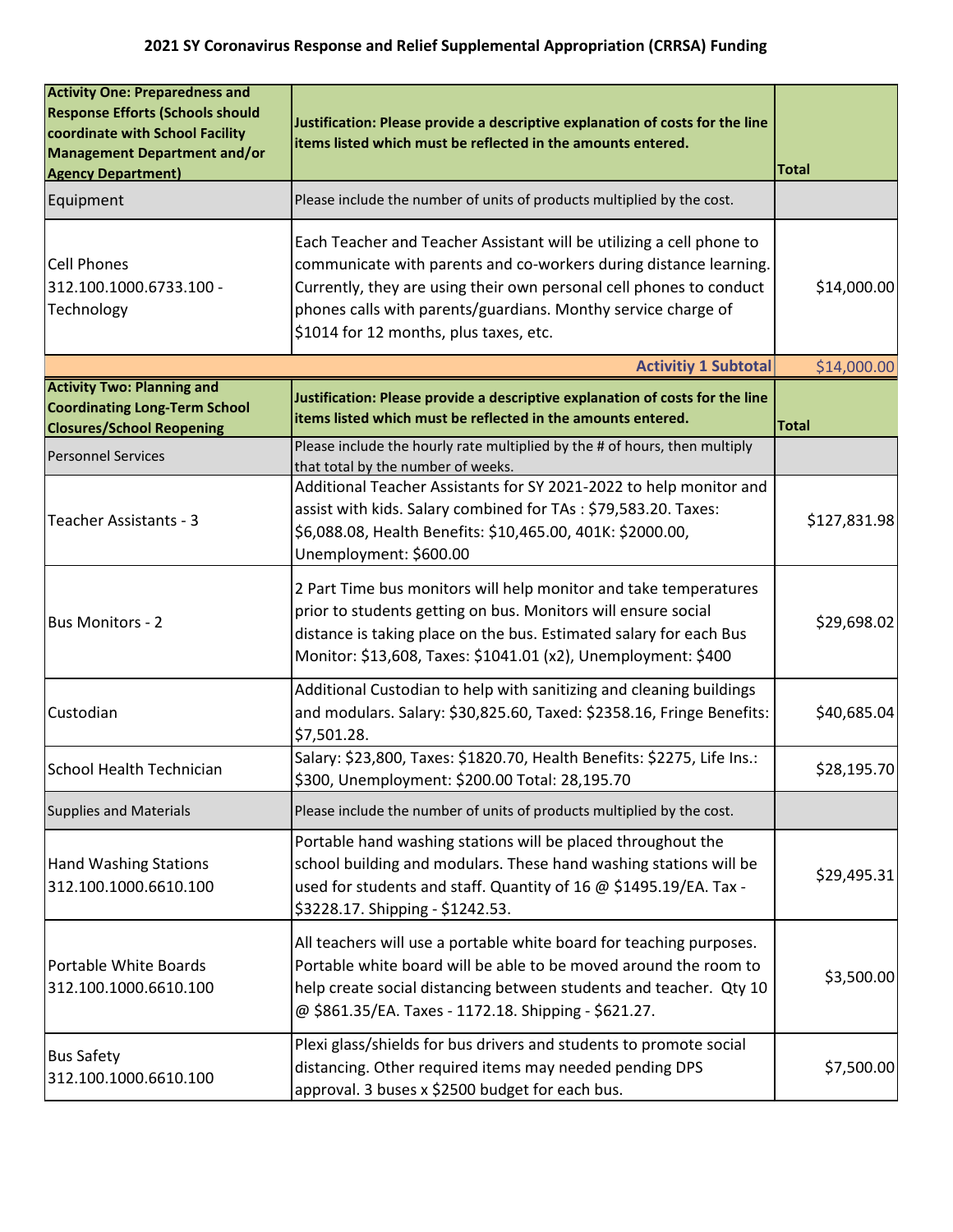# 2021 SY Coronavirus Response and Relief Supplemental Appropriation (CRRSA) Funding

| **Activity One: Preparedness and Response Efforts (Schools should coordinate with School Facility Management Department and/or Agency Department)** | **Justification: Please provide a descriptive explanation of costs for the line items listed which must be reflected in the amounts entered.** | **Total** |
|---|---|---|
| Equipment | Please include the number of units of products multiplied by the cost. | |
| Cell Phones<br>312.100.1000.6733.100 - Technology | Each Teacher and Teacher Assistant will be utilizing a cell phone to communicate with parents and co-workers during distance learning. Currently, they are using their own personal cell phones to conduct phones calls with parents/guardians. Monthy service charge of $1014 for 12 months, plus taxes, etc. | $14,000.00 |
| | **Activitiy 1 Subtotal** | $14,000.00 |
| **Activity Two: Planning and Coordinating Long-Term School Closures/School Reopening** | **Justification: Please provide a descriptive explanation of costs for the line items listed which must be reflected in the amounts entered.** | **Total** |
| Personnel Services | Please include the hourly rate multiplied by the # of hours, then multiply that total by the number of weeks. | |
| Teacher Assistants - 3 | Additional Teacher Assistants for SY 2021-2022 to help monitor and assist with kids. Salary combined for TAs : $79,583.20. Taxes: $6,088.08, Health Benefits: $10,465.00, 401K: $2000.00, Unemployment: $600.00 | $127,831.98 |
| Bus Monitors - 2 | 2 Part Time bus monitors will help monitor and take temperatures prior to students getting on bus. Monitors will ensure social distance is taking place on the bus. Estimated salary for each Bus Monitor: $13,608, Taxes: $1041.01 (x2), Unemployment: $400 | $29,698.02 |
| Custodian | Additional Custodian to help with sanitizing and cleaning buildings and modulars. Salary: $30,825.60, Taxed: $2358.16, Fringe Benefits: $7,501.28. | $40,685.04 |
| School Health Technician | Salary: $23,800, Taxes: $1820.70, Health Benefits: $2275, Life Ins.: $300, Unemployment: $200.00 Total: 28,195.70 | $28,195.70 |
| Supplies and Materials | Please include the number of units of products multiplied by the cost. | |
| Hand Washing Stations<br>312.100.1000.6610.100 | Portable hand washing stations will be placed throughout the school building and modulars. These hand washing stations will be used for students and staff. Quantity of 16 @ $1495.19/EA. Tax - $3228.17. Shipping - $1242.53. | $29,495.31 |
| Portable White Boards<br>312.100.1000.6610.100 | All teachers will use a portable white board for teaching purposes. Portable white board will be able to be moved around the room to help create social distancing between students and teacher. Qty 10 @ $861.35/EA. Taxes - 1172.18. Shipping - $621.27. | $3,500.00 |
| Bus Safety<br>312.100.1000.6610.100 | Plexi glass/shields for bus drivers and students to promote social distancing. Other required items may needed pending DPS approval. 3 buses x $2500 budget for each bus. | $7,500.00 |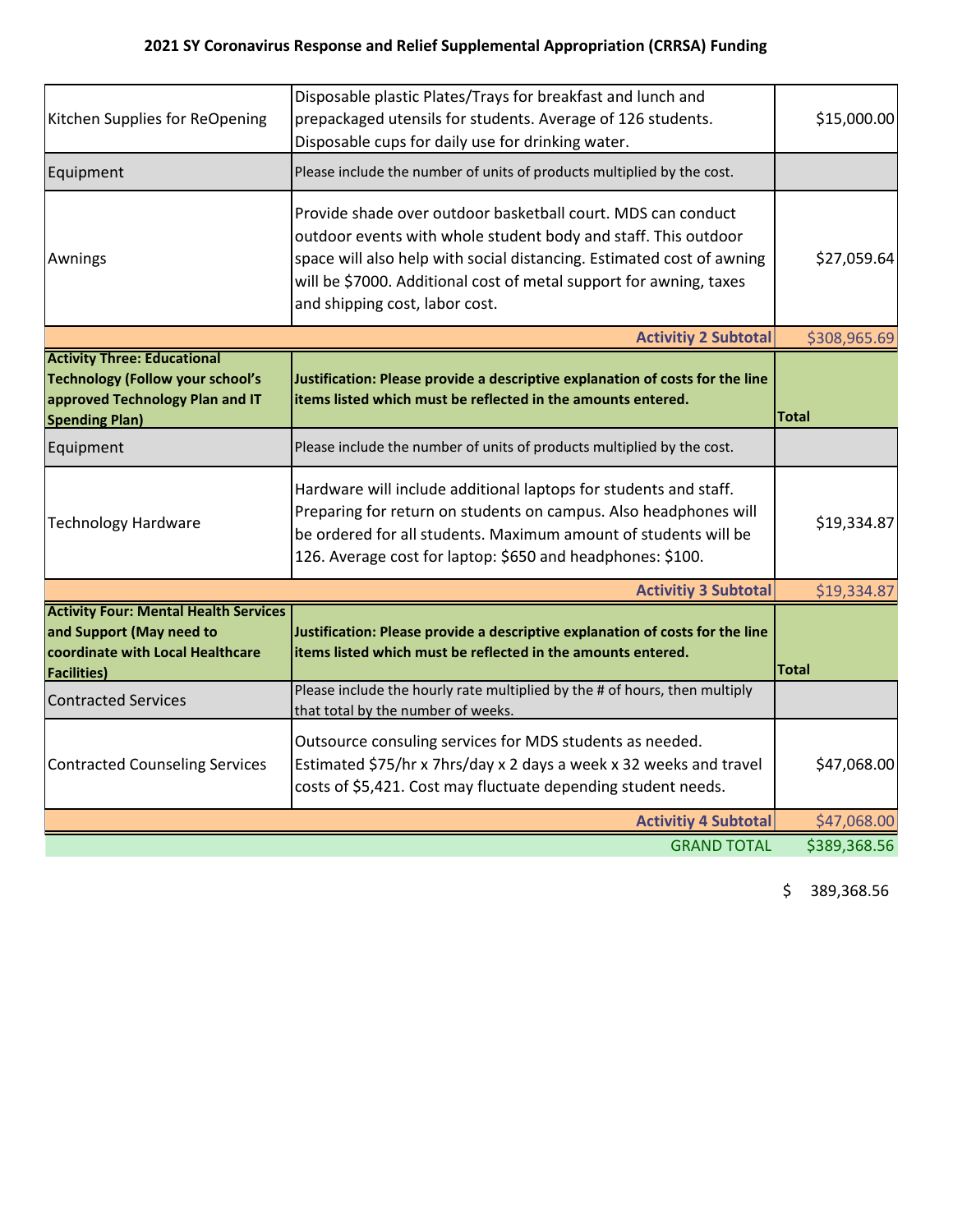**2021 SY Coronavirus Response and Relief Supplemental Appropriation (CRRSA) Funding**

| | | |
|---|---|---|
| Kitchen Supplies for ReOpening | Disposable plastic Plates/Trays for breakfast and lunch and prepackaged utensils for students. Average of 126 students. Disposable cups for daily use for drinking water. | $15,000.00 |
| Equipment | Please include the number of units of products multiplied by the cost. | |
| Awnings | Provide shade over outdoor basketball court. MDS can conduct outdoor events with whole student body and staff. This outdoor space will also help with social distancing. Estimated cost of awning will be $7000. Additional cost of metal support for awning, taxes and shipping cost, labor cost. | $27,059.64 |
| | **Activitiy 2 Subtotal** | $308,965.69 |
| **Activity Three: Educational Technology (Follow your school's approved Technology Plan and IT Spending Plan)** | **Justification: Please provide a descriptive explanation of costs for the line items listed which must be reflected in the amounts entered.** | **Total** |
| Equipment | Please include the number of units of products multiplied by the cost. | |
| Technology Hardware | Hardware will include additional laptops for students and staff. Preparing for return on students on campus. Also headphones will be ordered for all students. Maximum amount of students will be 126. Average cost for laptop: $650 and headphones: $100. | $19,334.87 |
| | **Activitiy 3 Subtotal** | $19,334.87 |
| **Activity Four: Mental Health Services and Support (May need to coordinate with Local Healthcare Facilities)** | **Justification: Please provide a descriptive explanation of costs for the line items listed which must be reflected in the amounts entered.** | **Total** |
| Contracted Services | Please include the hourly rate multiplied by the # of hours, then multiply that total by the number of weeks. | |
| Contracted Counseling Services | Outsource consuling services for MDS students as needed. Estimated $75/hr x 7hrs/day x 2 days a week x 32 weeks and travel costs of $5,421. Cost may fluctuate depending student needs. | $47,068.00 |
| | **Activitiy 4 Subtotal** | $47,068.00 |
| | GRAND TOTAL | $389,368.56 |

$ 389,368.56